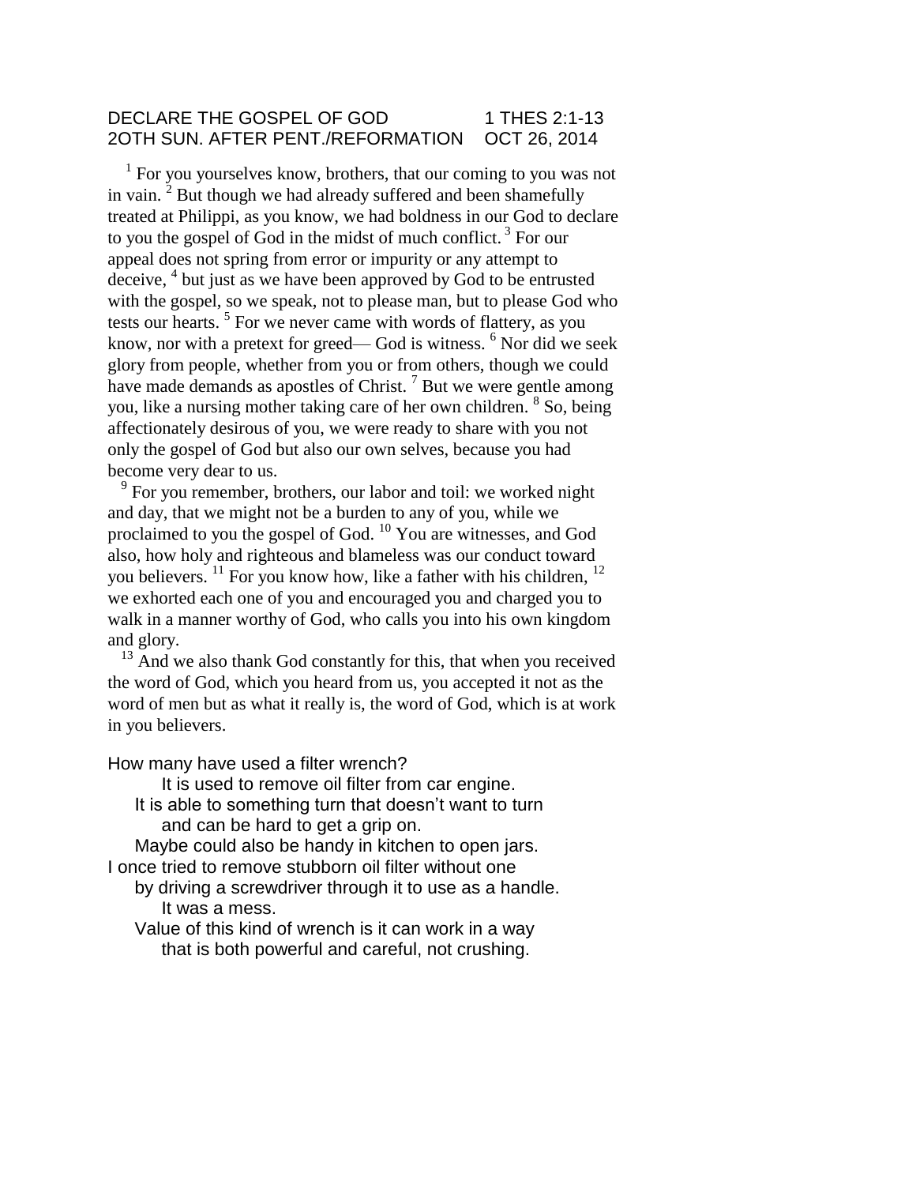DECLARE THE GOSPEL OF GOD　　　　1 THES 2:1-13
2OTH SUN. AFTER PENT./REFORMATION　OCT 26, 2014

[1] For you yourselves know, brothers, that our coming to you was not in vain. [2] But though we had already suffered and been shamefully treated at Philippi, as you know, we had boldness in our God to declare to you the gospel of God in the midst of much conflict. [3] For our appeal does not spring from error or impurity or any attempt to deceive, [4] but just as we have been approved by God to be entrusted with the gospel, so we speak, not to please man, but to please God who tests our hearts. [5] For we never came with words of flattery, as you know, nor with a pretext for greed— God is witness. [6] Nor did we seek glory from people, whether from you or from others, though we could have made demands as apostles of Christ. [7] But we were gentle among you, like a nursing mother taking care of her own children. [8] So, being affectionately desirous of you, we were ready to share with you not only the gospel of God but also our own selves, because you had become very dear to us.

[9] For you remember, brothers, our labor and toil: we worked night and day, that we might not be a burden to any of you, while we proclaimed to you the gospel of God. [10] You are witnesses, and God also, how holy and righteous and blameless was our conduct toward you believers. [11] For you know how, like a father with his children, [12] we exhorted each one of you and encouraged you and charged you to walk in a manner worthy of God, who calls you into his own kingdom and glory.

[13] And we also thank God constantly for this, that when you received the word of God, which you heard from us, you accepted it not as the word of men but as what it really is, the word of God, which is at work in you believers.

How many have used a filter wrench?
It is used to remove oil filter from car engine.
It is able to something turn that doesn't want to turn
and can be hard to get a grip on.
Maybe could also be handy in kitchen to open jars.
I once tried to remove stubborn oil filter without one
by driving a screwdriver through it to use as a handle.
It was a mess.
Value of this kind of wrench is it can work in a way
that is both powerful and careful, not crushing.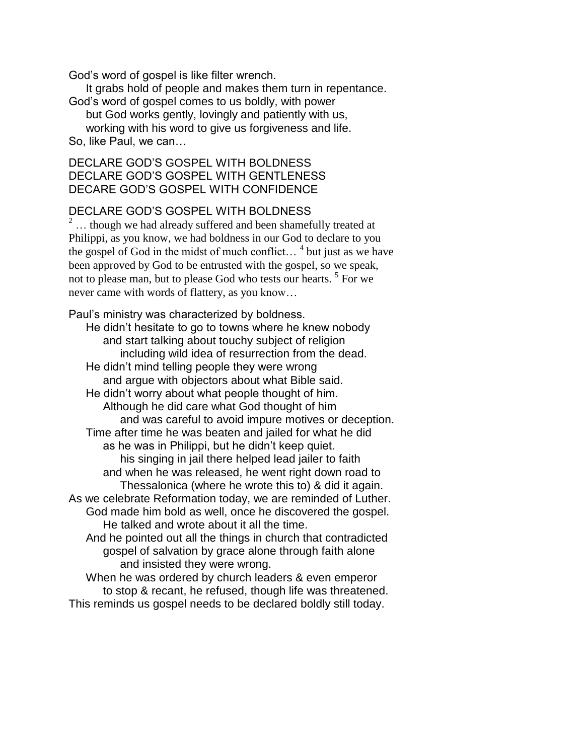God's word of gospel is like filter wrench.
It grabs hold of people and makes them turn in repentance.
God's word of gospel comes to us boldly, with power
but God works gently, lovingly and patiently with us,
working with his word to give us forgiveness and life.
So, like Paul, we can…

DECLARE GOD'S GOSPEL WITH BOLDNESS
DECLARE GOD'S GOSPEL WITH GENTLENESS
DECARE GOD'S GOSPEL WITH CONFIDENCE

DECLARE GOD'S GOSPEL WITH BOLDNESS

[2] … though we had already suffered and been shamefully treated at Philippi, as you know, we had boldness in our God to declare to you the gospel of God in the midst of much conflict… [4] but just as we have been approved by God to be entrusted with the gospel, so we speak, not to please man, but to please God who tests our hearts. [5] For we never came with words of flattery, as you know…

Paul's ministry was characterized by boldness.
He didn't hesitate to go to towns where he knew nobody
and start talking about touchy subject of religion
including wild idea of resurrection from the dead.
He didn't mind telling people they were wrong
and argue with objectors about what Bible said.
He didn't worry about what people thought of him.
Although he did care what God thought of him
and was careful to avoid impure motives or deception.
Time after time he was beaten and jailed for what he did
as he was in Philippi, but he didn't keep quiet.
his singing in jail there helped lead jailer to faith
and when he was released, he went right down road to
Thessalonica (where he wrote this to) & did it again.
As we celebrate Reformation today, we are reminded of Luther.
God made him bold as well, once he discovered the gospel.
He talked and wrote about it all the time.
And he pointed out all the things in church that contradicted
gospel of salvation by grace alone through faith alone
and insisted they were wrong.
When he was ordered by church leaders & even emperor
to stop & recant, he refused, though life was threatened.
This reminds us gospel needs to be declared boldly still today.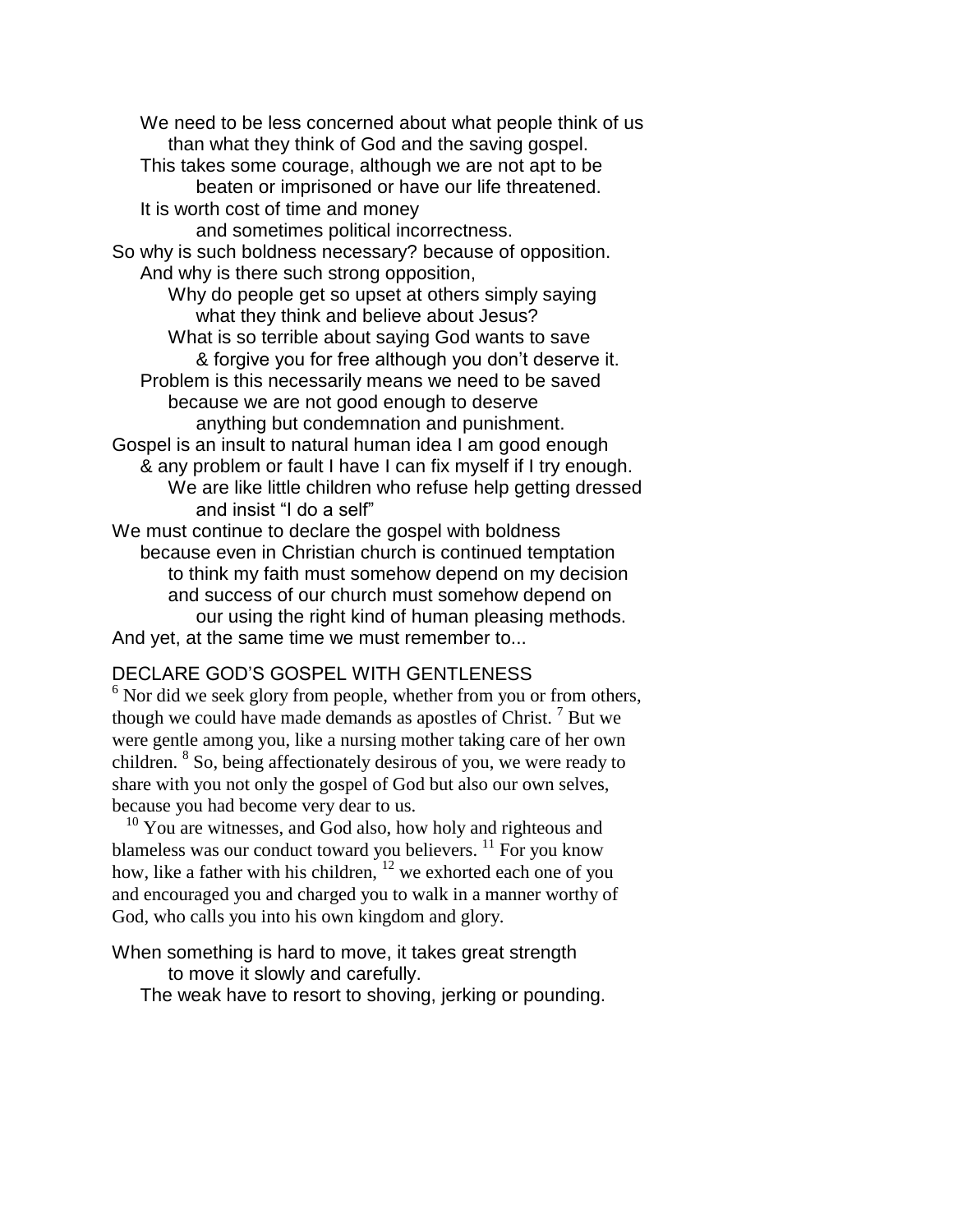We need to be less concerned about what people think of us
than what they think of God and the saving gospel.
This takes some courage, although we are not apt to be
beaten or imprisoned or have our life threatened.
It is worth cost of time and money
and sometimes political incorrectness.
So why is such boldness necessary? because of opposition.
And why is there such strong opposition,
Why do people get so upset at others simply saying
what they think and believe about Jesus?
What is so terrible about saying God wants to save
& forgive you for free although you don't deserve it.
Problem is this necessarily means we need to be saved
because we are not good enough to deserve
anything but condemnation and punishment.
Gospel is an insult to natural human idea I am good enough
& any problem or fault I have I can fix myself if I try enough.
We are like little children who refuse help getting dressed
and insist "I do a self"
We must continue to declare the gospel with boldness
because even in Christian church is continued temptation
to think my faith must somehow depend on my decision
and success of our church must somehow depend on
our using the right kind of human pleasing methods.
And yet, at the same time we must remember to...

## DECLARE GOD'S GOSPEL WITH GENTLENESS

[6] Nor did we seek glory from people, whether from you or from others, though we could have made demands as apostles of Christ. [7] But we were gentle among you, like a nursing mother taking care of her own children. [8] So, being affectionately desirous of you, we were ready to share with you not only the gospel of God but also our own selves, because you had become very dear to us.

[10] You are witnesses, and God also, how holy and righteous and blameless was our conduct toward you believers. [11] For you know how, like a father with his children, [12] we exhorted each one of you and encouraged you and charged you to walk in a manner worthy of God, who calls you into his own kingdom and glory.

When something is hard to move, it takes great strength
to move it slowly and carefully.
The weak have to resort to shoving, jerking or pounding.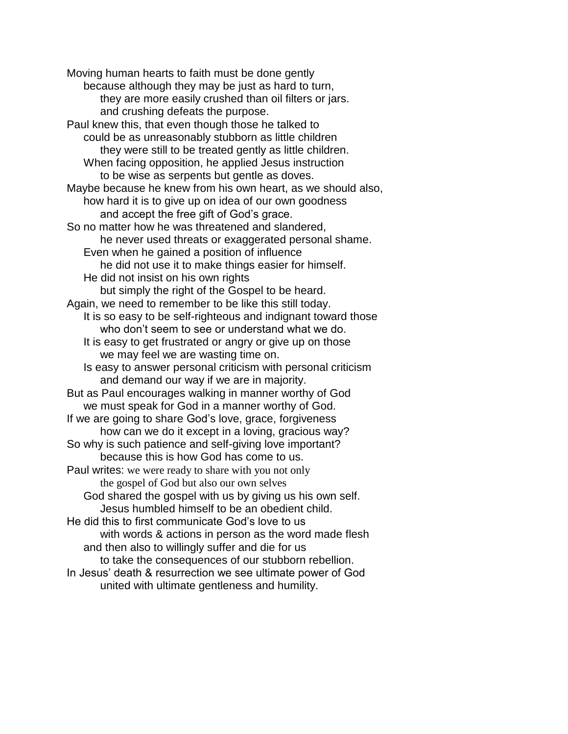Moving human hearts to faith must be done gently
    because although they may be just as hard to turn,
        they are more easily crushed than oil filters or jars.
        and crushing defeats the purpose.
Paul knew this, that even though those he talked to
    could be as unreasonably stubborn as little children
        they were still to be treated gently as little children.
    When facing opposition, he applied Jesus instruction
        to be wise as serpents but gentle as doves.
Maybe because he knew from his own heart, as we should also,
    how hard it is to give up on idea of our own goodness
        and accept the free gift of God's grace.
So no matter how he was threatened and slandered,
        he never used threats or exaggerated personal shame.
    Even when he gained a position of influence
        he did not use it to make things easier for himself.
    He did not insist on his own rights
        but simply the right of the Gospel to be heard.
Again, we need to remember to be like this still today.
    It is so easy to be self-righteous and indignant toward those
        who don't seem to see or understand what we do.
    It is easy to get frustrated or angry or give up on those
        we may feel we are wasting time on.
    Is easy to answer personal criticism with personal criticism
        and demand our way if we are in majority.
But as Paul encourages walking in manner worthy of God
    we must speak for God in a manner worthy of God.
If we are going to share God's love, grace, forgiveness
        how can we do it except in a loving, gracious way?
So why is such patience and self-giving love important?
        because this is how God has come to us.
Paul writes: we were ready to share with you not only
        the gospel of God but also our own selves
    God shared the gospel with us by giving us his own self.
        Jesus humbled himself to be an obedient child.
He did this to first communicate God's love to us
        with words & actions in person as the word made flesh
    and then also to willingly suffer and die for us
        to take the consequences of our stubborn rebellion.
In Jesus' death & resurrection we see ultimate power of God
        united with ultimate gentleness and humility.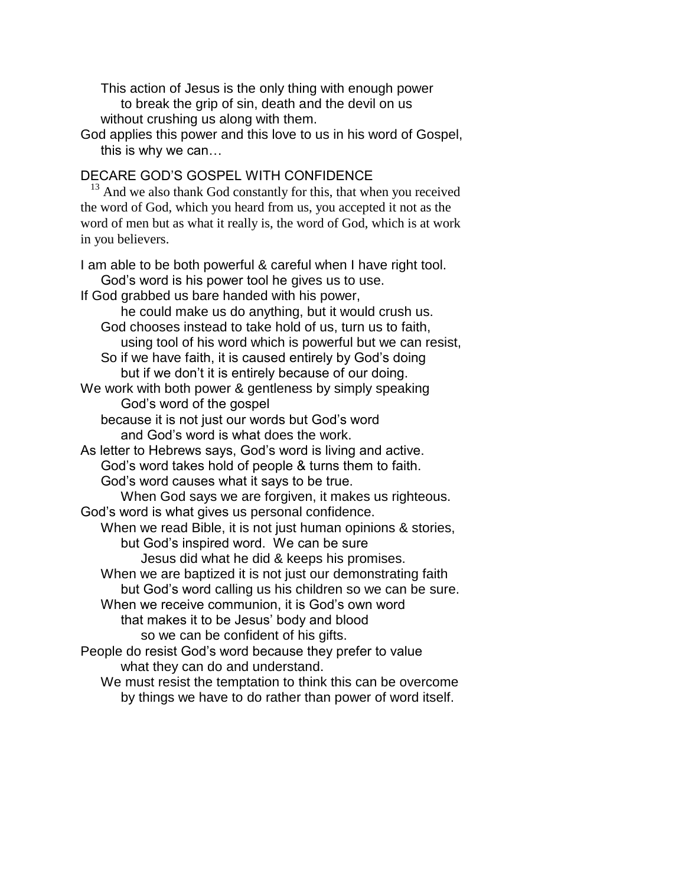This action of Jesus is the only thing with enough power
to break the grip of sin, death and the devil on us
without crushing us along with them.

God applies this power and this love to us in his word of Gospel,
this is why we can…

## DECARE GOD'S GOSPEL WITH CONFIDENCE

[13] And we also thank God constantly for this, that when you received the word of God, which you heard from us, you accepted it not as the word of men but as what it really is, the word of God, which is at work in you believers.

I am able to be both powerful & careful when I have right tool.
God's word is his power tool he gives us to use.

If God grabbed us bare handed with his power,
he could make us do anything, but it would crush us.
God chooses instead to take hold of us, turn us to faith,
using tool of his word which is powerful but we can resist,
So if we have faith, it is caused entirely by God's doing
but if we don't it is entirely because of our doing.

We work with both power & gentleness by simply speaking
God's word of the gospel
because it is not just our words but God's word
and God's word is what does the work.

As letter to Hebrews says, God's word is living and active.
God's word takes hold of people & turns them to faith.
God's word causes what it says to be true.
When God says we are forgiven, it makes us righteous.

God's word is what gives us personal confidence.
When we read Bible, it is not just human opinions & stories,
but God's inspired word. We can be sure
Jesus did what he did & keeps his promises.
When we are baptized it is not just our demonstrating faith
but God's word calling us his children so we can be sure.
When we receive communion, it is God's own word
that makes it to be Jesus' body and blood
so we can be confident of his gifts.

People do resist God's word because they prefer to value
what they can do and understand.
We must resist the temptation to think this can be overcome
by things we have to do rather than power of word itself.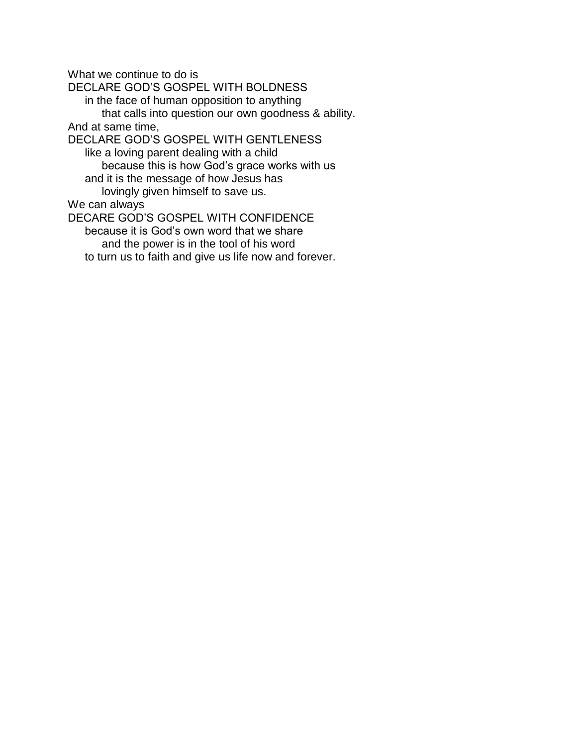What we continue to do is
DECLARE GOD’S GOSPEL WITH BOLDNESS
    in the face of human opposition to anything
        that calls into question our own goodness & ability.
And at same time,
DECLARE GOD’S GOSPEL WITH GENTLENESS
    like a loving parent dealing with a child
        because this is how God’s grace works with us
    and it is the message of how Jesus has
        lovingly given himself to save us.
We can always
DECARE GOD’S GOSPEL WITH CONFIDENCE
    because it is God’s own word that we share
        and the power is in the tool of his word
    to turn us to faith and give us life now and forever.